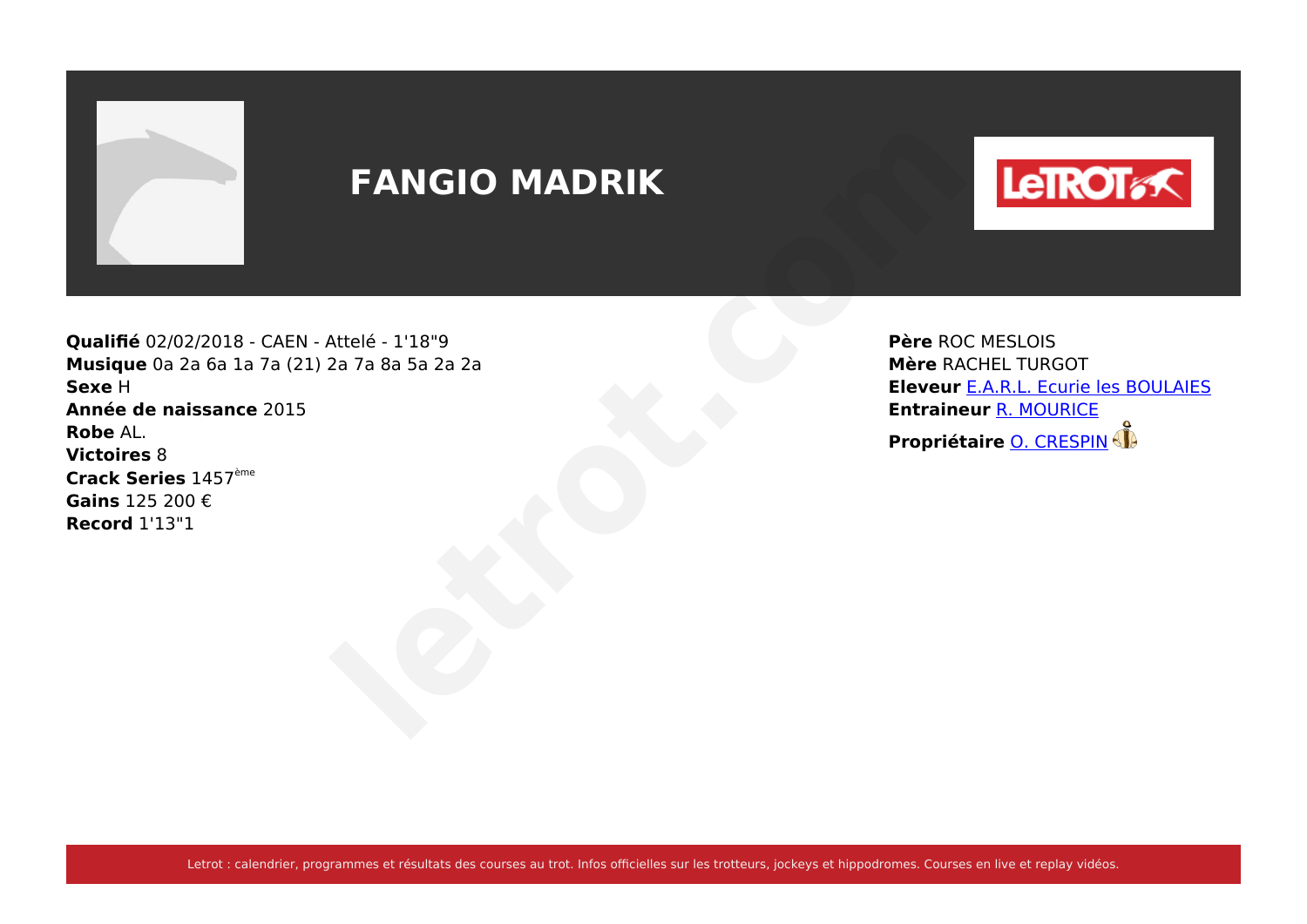# FANGIO MADRIK

**Qualifié** 02/02/2018 - CAEN - Attelé - 1'18"9
**Musique** 0a 2a 6a 1a 7a (21) 2a 7a 8a 5a 2a 2a
**Sexe** H
**Année de naissance** 2015
**Robe** AL.
**Victoires** 8
**Crack Series** 1457ème
**Gains** 125 200 €
**Record** 1'13"1

**Père** ROC MESLOIS
**Mère** RACHEL TURGOT
**Eleveur** E.A.R.L. Ecurie les BOULAIES
**Entraineur** R. MOURICE
**Propriétaire** O. CRESPIN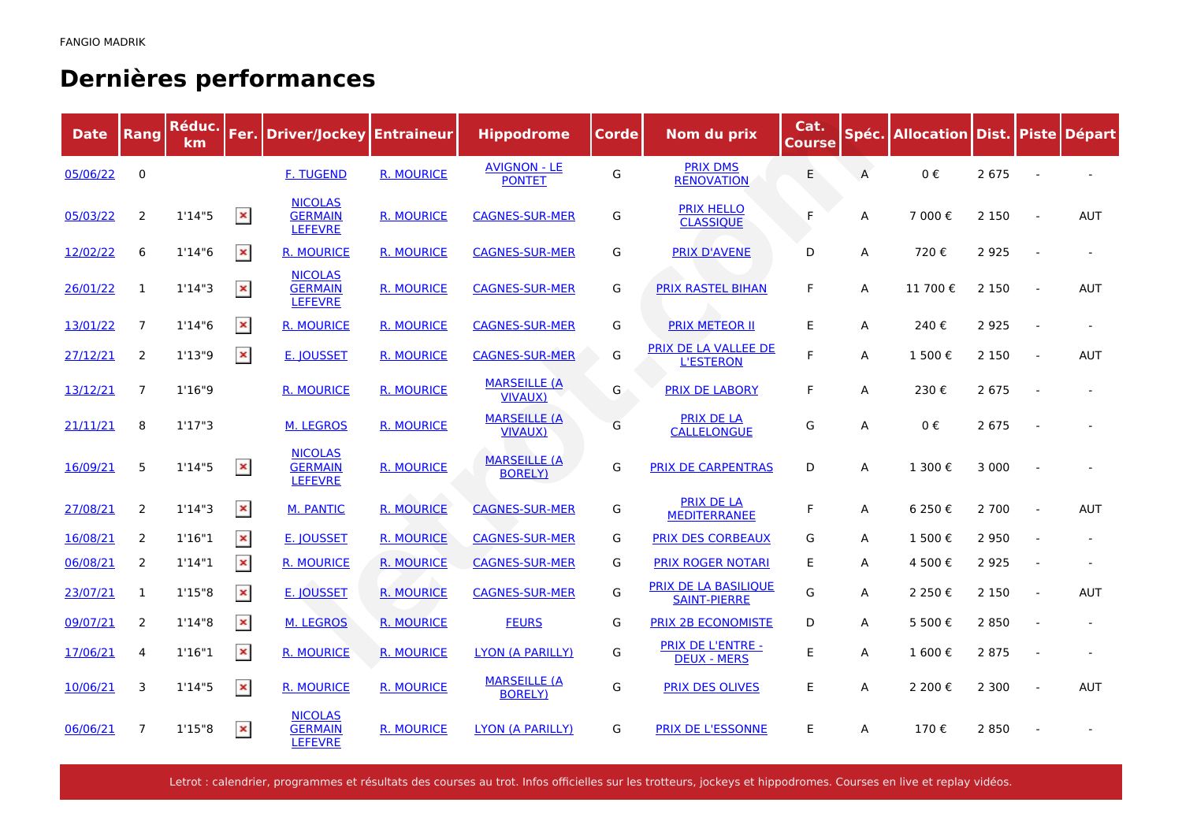FANGIO MADRIK

# Dernières performances

| Date | Rang | Réduc. km | Fer. | Driver/Jockey | Entraineur | Hippodrome | Corde | Nom du prix | Cat. Course | Spéc. | Allocation | Dist. | Piste | Départ |
|---|---|---|---|---|---|---|---|---|---|---|---|---|---|---|
| 05/06/22 | 0 | | | F. TUGEND | R. MOURICE | AVIGNON - LE PONTET | G | PRIX DMS RENOVATION | E | A | 0 € | 2 675 | - | - |
| 05/03/22 | 2 | 1'14"5 | | NICOLAS GERMAIN LEFEVRE | R. MOURICE | CAGNES-SUR-MER | G | PRIX HELLO CLASSIQUE | F | A | 7 000 € | 2 150 | - | AUT |
| 12/02/22 | 6 | 1'14"6 | | R. MOURICE | R. MOURICE | CAGNES-SUR-MER | G | PRIX D'AVENE | D | A | 720 € | 2 925 | - | - |
| 26/01/22 | 1 | 1'14"3 | | NICOLAS GERMAIN LEFEVRE | R. MOURICE | CAGNES-SUR-MER | G | PRIX RASTEL BIHAN | F | A | 11 700 € | 2 150 | - | AUT |
| 13/01/22 | 7 | 1'14"6 | | R. MOURICE | R. MOURICE | CAGNES-SUR-MER | G | PRIX METEOR II | E | A | 240 € | 2 925 | - | - |
| 27/12/21 | 2 | 1'13"9 | | E. JOUSSET | R. MOURICE | CAGNES-SUR-MER | G | PRIX DE LA VALLEE DE L'ESTERON | F | A | 1 500 € | 2 150 | - | AUT |
| 13/12/21 | 7 | 1'16"9 | | R. MOURICE | R. MOURICE | MARSEILLE (A VIVAUX) | G | PRIX DE LABORY | F | A | 230 € | 2 675 | - | - |
| 21/11/21 | 8 | 1'17"3 | | M. LEGROS | R. MOURICE | MARSEILLE (A VIVAUX) | G | PRIX DE LA CALLELONGUE | G | A | 0 € | 2 675 | - | - |
| 16/09/21 | 5 | 1'14"5 | | NICOLAS GERMAIN LEFEVRE | R. MOURICE | MARSEILLE (A BORELY) | G | PRIX DE CARPENTRAS | D | A | 1 300 € | 3 000 | - | - |
| 27/08/21 | 2 | 1'14"3 | | M. PANTIC | R. MOURICE | CAGNES-SUR-MER | G | PRIX DE LA MEDITERRANEE | F | A | 6 250 € | 2 700 | - | AUT |
| 16/08/21 | 2 | 1'16"1 | | E. JOUSSET | R. MOURICE | CAGNES-SUR-MER | G | PRIX DES CORBEAUX | G | A | 1 500 € | 2 950 | - | - |
| 06/08/21 | 2 | 1'14"1 | | R. MOURICE | R. MOURICE | CAGNES-SUR-MER | G | PRIX ROGER NOTARI | E | A | 4 500 € | 2 925 | - | - |
| 23/07/21 | 1 | 1'15"8 | | E. JOUSSET | R. MOURICE | CAGNES-SUR-MER | G | PRIX DE LA BASILIQUE SAINT-PIERRE | G | A | 2 250 € | 2 150 | - | AUT |
| 09/07/21 | 2 | 1'14"8 | | M. LEGROS | R. MOURICE | FEURS | G | PRIX 2B ECONOMISTE | D | A | 5 500 € | 2 850 | - | - |
| 17/06/21 | 4 | 1'16"1 | | R. MOURICE | R. MOURICE | LYON (A PARILLY) | G | PRIX DE L'ENTRE - DEUX - MERS | E | A | 1 600 € | 2 875 | - | - |
| 10/06/21 | 3 | 1'14"5 | | R. MOURICE | R. MOURICE | MARSEILLE (A BORELY) | G | PRIX DES OLIVES | E | A | 2 200 € | 2 300 | - | AUT |
| 06/06/21 | 7 | 1'15"8 | | NICOLAS GERMAIN LEFEVRE | R. MOURICE | LYON (A PARILLY) | G | PRIX DE L'ESSONNE | E | A | 170 € | 2 850 | - | - |

Letrot : calendrier, programmes et résultats des courses au trot. Infos officielles sur les trotteurs, jockeys et hippodromes. Courses en live et replay vidéos.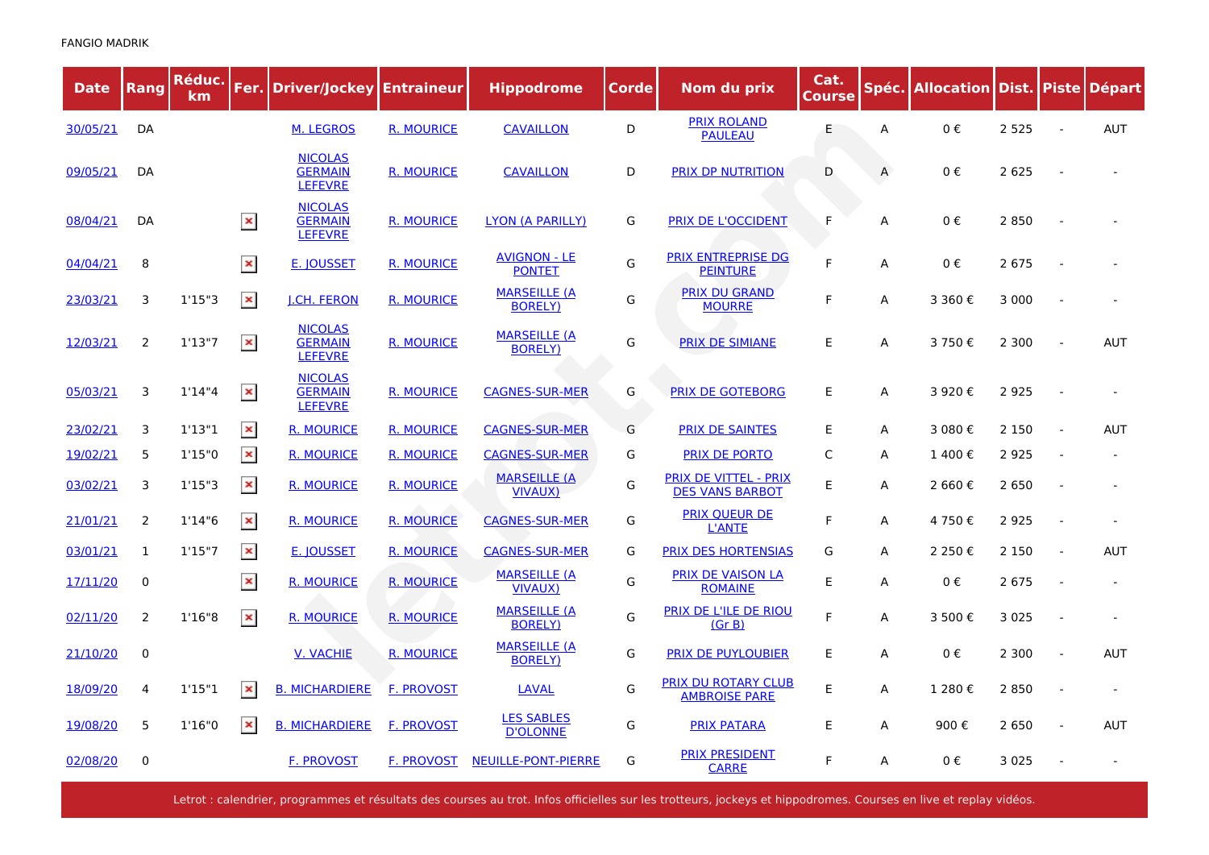FANGIO MADRIK

| Date | Rang | Réduc. km | Fer. | Driver/Jockey | Entraineur | Hippodrome | Corde | Nom du prix | Cat. Course | Spéc. | Allocation | Dist. | Piste | Départ |
|---|---|---|---|---|---|---|---|---|---|---|---|---|---|---|
| 30/05/21 | DA | | | M. LEGROS | R. MOURICE | CAVAILLON | D | PRIX ROLAND PAULEAU | E | A | 0 € | 2 525 | - | AUT |
| 09/05/21 | DA | | | NICOLAS GERMAIN LEFEVRE | R. MOURICE | CAVAILLON | D | PRIX DP NUTRITION | D | A | 0 € | 2 625 | - | - |
| 08/04/21 | DA | | ✕ | NICOLAS GERMAIN LEFEVRE | R. MOURICE | LYON (A PARILLY) | G | PRIX DE L'OCCIDENT | F | A | 0 € | 2 850 | - | - |
| 04/04/21 | 8 | | ✕ | E. JOUSSET | R. MOURICE | AVIGNON - LE PONTET | G | PRIX ENTREPRISE DG PEINTURE | F | A | 0 € | 2 675 | - | - |
| 23/03/21 | 3 | 1'15"3 | ✕ | J.CH. FERON | R. MOURICE | MARSEILLE (A BORELY) | G | PRIX DU GRAND MOURRE | F | A | 3 360 € | 3 000 | - | - |
| 12/03/21 | 2 | 1'13"7 | ✕ | NICOLAS GERMAIN LEFEVRE | R. MOURICE | MARSEILLE (A BORELY) | G | PRIX DE SIMIANE | E | A | 3 750 € | 2 300 | - | AUT |
| 05/03/21 | 3 | 1'14"4 | ✕ | NICOLAS GERMAIN LEFEVRE | R. MOURICE | CAGNES-SUR-MER | G | PRIX DE GOTEBORG | E | A | 3 920 € | 2 925 | - | - |
| 23/02/21 | 3 | 1'13"1 | ✕ | R. MOURICE | R. MOURICE | CAGNES-SUR-MER | G | PRIX DE SAINTES | E | A | 3 080 € | 2 150 | - | AUT |
| 19/02/21 | 5 | 1'15"0 | ✕ | R. MOURICE | R. MOURICE | CAGNES-SUR-MER | G | PRIX DE PORTO | C | A | 1 400 € | 2 925 | - | - |
| 03/02/21 | 3 | 1'15"3 | ✕ | R. MOURICE | R. MOURICE | MARSEILLE (A VIVAUX) | G | PRIX DE VITTEL - PRIX DES VANS BARBOT | E | A | 2 660 € | 2 650 | - | - |
| 21/01/21 | 2 | 1'14"6 | ✕ | R. MOURICE | R. MOURICE | CAGNES-SUR-MER | G | PRIX QUEUR DE L'ANTE | F | A | 4 750 € | 2 925 | - | - |
| 03/01/21 | 1 | 1'15"7 | ✕ | E. JOUSSET | R. MOURICE | CAGNES-SUR-MER | G | PRIX DES HORTENSIAS | G | A | 2 250 € | 2 150 | - | AUT |
| 17/11/20 | 0 | | ✕ | R. MOURICE | R. MOURICE | MARSEILLE (A VIVAUX) | G | PRIX DE VAISON LA ROMAINE | E | A | 0 € | 2 675 | - | - |
| 02/11/20 | 2 | 1'16"8 | ✕ | R. MOURICE | R. MOURICE | MARSEILLE (A BORELY) | G | PRIX DE L'ILE DE RIOU (Gr B) | F | A | 3 500 € | 3 025 | - | - |
| 21/10/20 | 0 | | | V. VACHIE | R. MOURICE | MARSEILLE (A BORELY) | G | PRIX DE PUYLOUBIER | E | A | 0 € | 2 300 | - | AUT |
| 18/09/20 | 4 | 1'15"1 | ✕ | B. MICHARDIERE | F. PROVOST | LAVAL | G | PRIX DU ROTARY CLUB AMBROISE PARE | E | A | 1 280 € | 2 850 | - | - |
| 19/08/20 | 5 | 1'16"0 | ✕ | B. MICHARDIERE | F. PROVOST | LES SABLES D'OLONNE | G | PRIX PATARA | E | A | 900 € | 2 650 | - | AUT |
| 02/08/20 | 0 | | | F. PROVOST | F. PROVOST | NEUILLE-PONT-PIERRE | G | PRIX PRESIDENT CARRE | F | A | 0 € | 3 025 | - | - |

Letrot : calendrier, programmes et résultats des courses au trot. Infos officielles sur les trotteurs, jockeys et hippodromes. Courses en live et replay vidéos.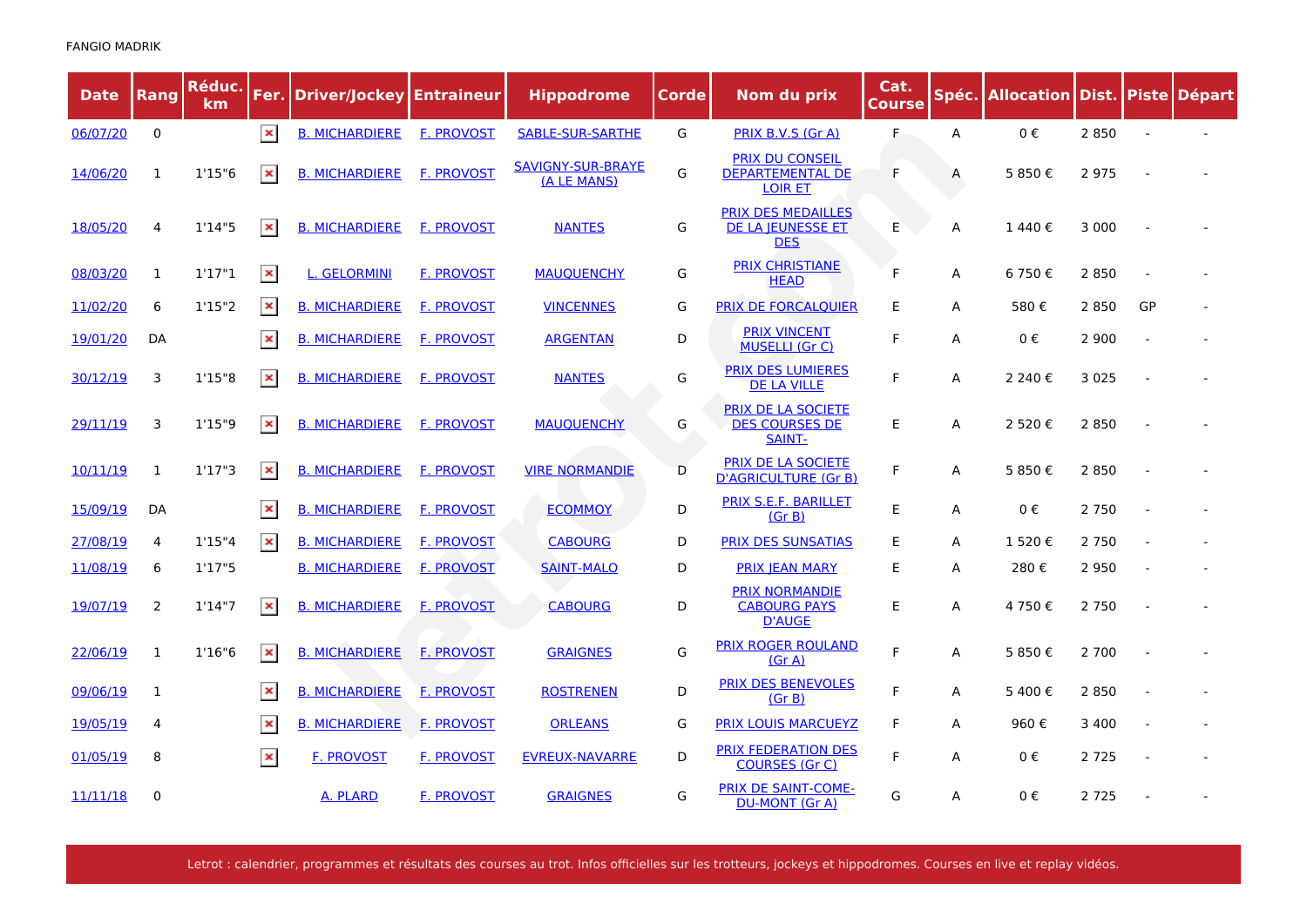FANGIO MADRIK

| Date | Rang | Réduc. km | Fer. | Driver/Jockey | Entraineur | Hippodrome | Corde | Nom du prix | Cat. Course | Spéc. | Allocation | Dist. | Piste | Départ |
|---|---|---|---|---|---|---|---|---|---|---|---|---|---|---|
| 06/07/20 | 0 | | | B. MICHARDIERE | F. PROVOST | SABLE-SUR-SARTHE | G | PRIX B.V.S (Gr A) | F | A | 0 € | 2 850 | - | - |
| 14/06/20 | 1 | 1'15"6 | | B. MICHARDIERE | F. PROVOST | SAVIGNY-SUR-BRAYE (A LE MANS) | G | PRIX DU CONSEIL DEPARTEMENTAL DE LOIR ET | F | A | 5 850 € | 2 975 | - | - |
| 18/05/20 | 4 | 1'14"5 | | B. MICHARDIERE | F. PROVOST | NANTES | G | PRIX DES MEDAILLES DE LA JEUNESSE ET DES | E | A | 1 440 € | 3 000 | - | - |
| 08/03/20 | 1 | 1'17"1 | | L. GELORMINI | F. PROVOST | MAUQUENCHY | G | PRIX CHRISTIANE HEAD | F | A | 6 750 € | 2 850 | - | - |
| 11/02/20 | 6 | 1'15"2 | | B. MICHARDIERE | F. PROVOST | VINCENNES | G | PRIX DE FORCALQUIER | E | A | 580 € | 2 850 | GP | - |
| 19/01/20 | DA | | | B. MICHARDIERE | F. PROVOST | ARGENTAN | D | PRIX VINCENT MUSELLI (Gr C) | F | A | 0 € | 2 900 | - | - |
| 30/12/19 | 3 | 1'15"8 | | B. MICHARDIERE | F. PROVOST | NANTES | G | PRIX DES LUMIERES DE LA VILLE | F | A | 2 240 € | 3 025 | - | - |
| 29/11/19 | 3 | 1'15"9 | | B. MICHARDIERE | F. PROVOST | MAUQUENCHY | G | PRIX DE LA SOCIETE DES COURSES DE SAINT- | E | A | 2 520 € | 2 850 | - | - |
| 10/11/19 | 1 | 1'17"3 | | B. MICHARDIERE | F. PROVOST | VIRE NORMANDIE | D | PRIX DE LA SOCIETE D'AGRICULTURE (Gr B) | F | A | 5 850 € | 2 850 | - | - |
| 15/09/19 | DA | | | B. MICHARDIERE | F. PROVOST | ECOMMOY | D | PRIX S.E.F. BARILLET (Gr B) | E | A | 0 € | 2 750 | - | - |
| 27/08/19 | 4 | 1'15"4 | | B. MICHARDIERE | F. PROVOST | CABOURG | D | PRIX DES SUNSATIAS | E | A | 1 520 € | 2 750 | - | - |
| 11/08/19 | 6 | 1'17"5 | | B. MICHARDIERE | F. PROVOST | SAINT-MALO | D | PRIX JEAN MARY | E | A | 280 € | 2 950 | - | - |
| 19/07/19 | 2 | 1'14"7 | | B. MICHARDIERE | F. PROVOST | CABOURG | D | PRIX NORMANDIE CABOURG PAYS D'AUGE | E | A | 4 750 € | 2 750 | - | - |
| 22/06/19 | 1 | 1'16"6 | | B. MICHARDIERE | F. PROVOST | GRAIGNES | G | PRIX ROGER ROULAND (Gr A) | F | A | 5 850 € | 2 700 | - | - |
| 09/06/19 | 1 | | | B. MICHARDIERE | F. PROVOST | ROSTRENEN | D | PRIX DES BENEVOLES (Gr B) | F | A | 5 400 € | 2 850 | - | - |
| 19/05/19 | 4 | | | B. MICHARDIERE | F. PROVOST | ORLEANS | G | PRIX LOUIS MARCUEYZ | F | A | 960 € | 3 400 | - | - |
| 01/05/19 | 8 | | | F. PROVOST | F. PROVOST | EVREUX-NAVARRE | D | PRIX FEDERATION DES COURSES (Gr C) | F | A | 0 € | 2 725 | - | - |
| 11/11/18 | 0 | | | A. PLARD | F. PROVOST | GRAIGNES | G | PRIX DE SAINT-COME-DU-MONT (Gr A) | G | A | 0 € | 2 725 | - | - |

Letrot : calendrier, programmes et résultats des courses au trot. Infos officielles sur les trotteurs, jockeys et hippodromes. Courses en live et replay vidéos.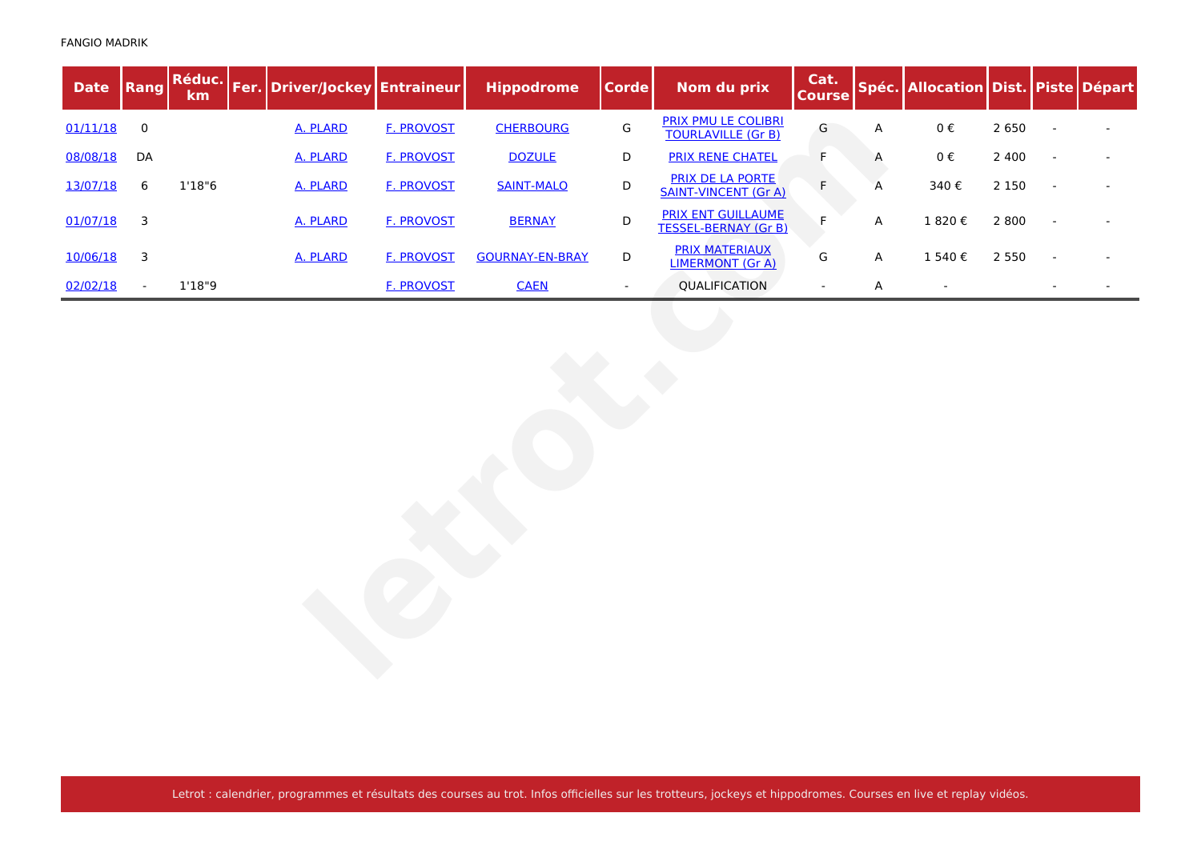FANGIO MADRIK

| Date | Rang | Réduc. km | Fer. | Driver/Jockey | Entraineur | Hippodrome | Corde | Nom du prix | Cat. Course | Spéc. | Allocation | Dist. | Piste | Départ |
|---|---|---|---|---|---|---|---|---|---|---|---|---|---|---|
| 01/11/18 | 0 | | | A. PLARD | F. PROVOST | CHERBOURG | G | PRIX PMU LE COLIBRI TOURLAVILLE (Gr B) | G | A | 0 € | 2 650 | - | - |
| 08/08/18 | DA | | | A. PLARD | F. PROVOST | DOZULE | D | PRIX RENE CHATEL | F | A | 0 € | 2 400 | - | - |
| 13/07/18 | 6 | 1'18"6 | | A. PLARD | F. PROVOST | SAINT-MALO | D | PRIX DE LA PORTE SAINT-VINCENT (Gr A) | F | A | 340 € | 2 150 | - | - |
| 01/07/18 | 3 | | | A. PLARD | F. PROVOST | BERNAY | D | PRIX ENT GUILLAUME TESSEL-BERNAY (Gr B) | F | A | 1 820 € | 2 800 | - | - |
| 10/06/18 | 3 | | | A. PLARD | F. PROVOST | GOURNAY-EN-BRAY | D | PRIX MATERIAUX LIMERMONT (Gr A) | G | A | 1 540 € | 2 550 | - | - |
| 02/02/18 | - | 1'18"9 | | | F. PROVOST | CAEN | - | QUALIFICATION | - | A | - | | - | - |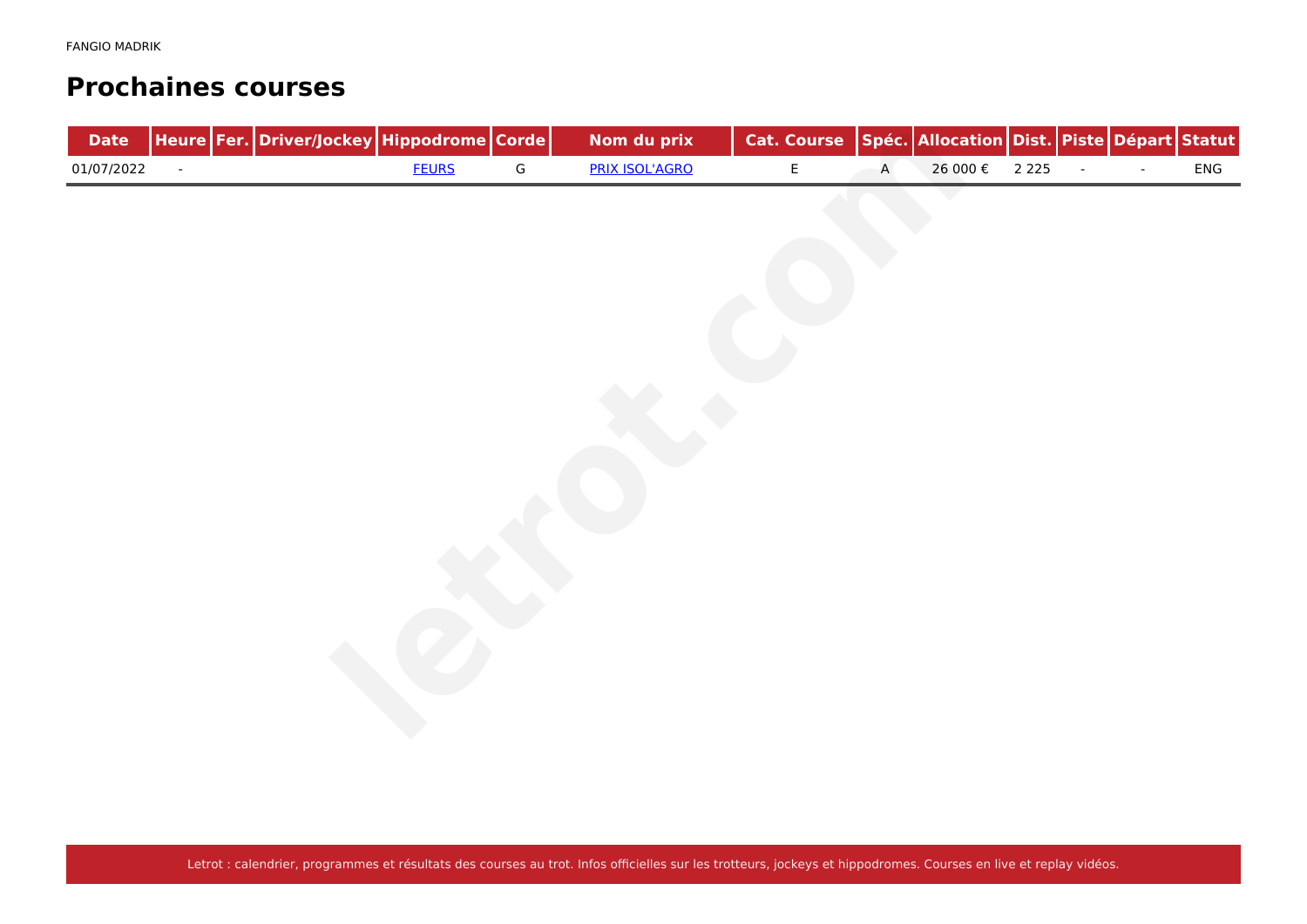FANGIO MADRIK

## Prochaines courses

| Date | Heure | Fer. | Driver/Jockey | Hippodrome | Corde | Nom du prix | Cat. Course | Spéc. | Allocation | Dist. | Piste | Départ | Statut |
|---|---|---|---|---|---|---|---|---|---|---|---|---|---|
| 01/07/2022 | - | | | FEURS | G | PRIX ISOL'AGRO | E | A | 26 000 € | 2 225 | - | - | ENG |

Letrot : calendrier, programmes et résultats des courses au trot. Infos officielles sur les trotteurs, jockeys et hippodromes. Courses en live et replay vidéos.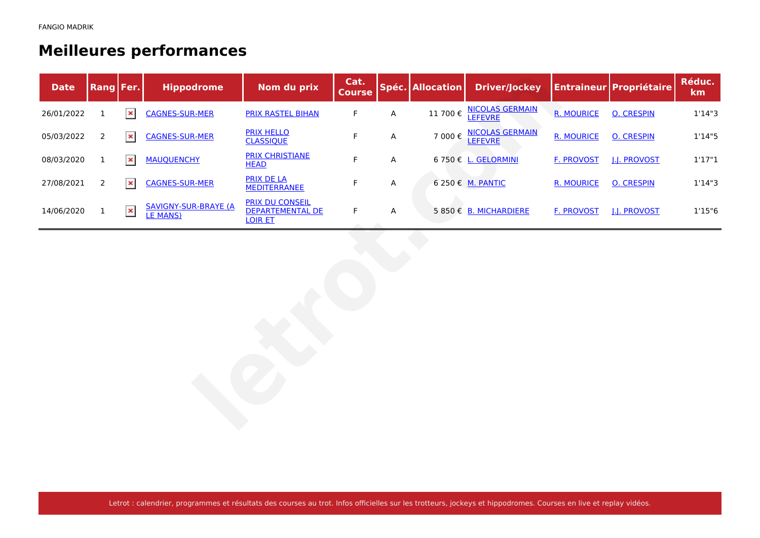FANGIO MADRIK

# Meilleures performances

| Date | Rang | Fer. | Hippodrome | Nom du prix | Cat. Course | Spéc. | Allocation | Driver/Jockey | Entraineur | Propriétaire | Réduc. km |
|---|---|---|---|---|---|---|---|---|---|---|---|
| 26/01/2022 | 1 | | CAGNES-SUR-MER | PRIX RASTEL BIHAN | F | A | 11 700 € | NICOLAS GERMAIN LEFEVRE | R. MOURICE | O. CRESPIN | 1'14"3 |
| 05/03/2022 | 2 | | CAGNES-SUR-MER | PRIX HELLO CLASSIQUE | F | A | 7 000 € | NICOLAS GERMAIN LEFEVRE | R. MOURICE | O. CRESPIN | 1'14"5 |
| 08/03/2020 | 1 | | MAUQUENCHY | PRIX CHRISTIANE HEAD | F | A | 6 750 € | L. GELORMINI | F. PROVOST | J.J. PROVOST | 1'17"1 |
| 27/08/2021 | 2 | | CAGNES-SUR-MER | PRIX DE LA MEDITERRANEE | F | A | 6 250 € | M. PANTIC | R. MOURICE | O. CRESPIN | 1'14"3 |
| 14/06/2020 | 1 | | SAVIGNY-SUR-BRAYE (A LE MANS) | PRIX DU CONSEIL DEPARTEMENTAL DE LOIR ET | F | A | 5 850 € | B. MICHARDIERE | F. PROVOST | J.J. PROVOST | 1'15"6 |

Letrot : calendrier, programmes et résultats des courses au trot. Infos officielles sur les trotteurs, jockeys et hippodromes. Courses en live et replay vidéos.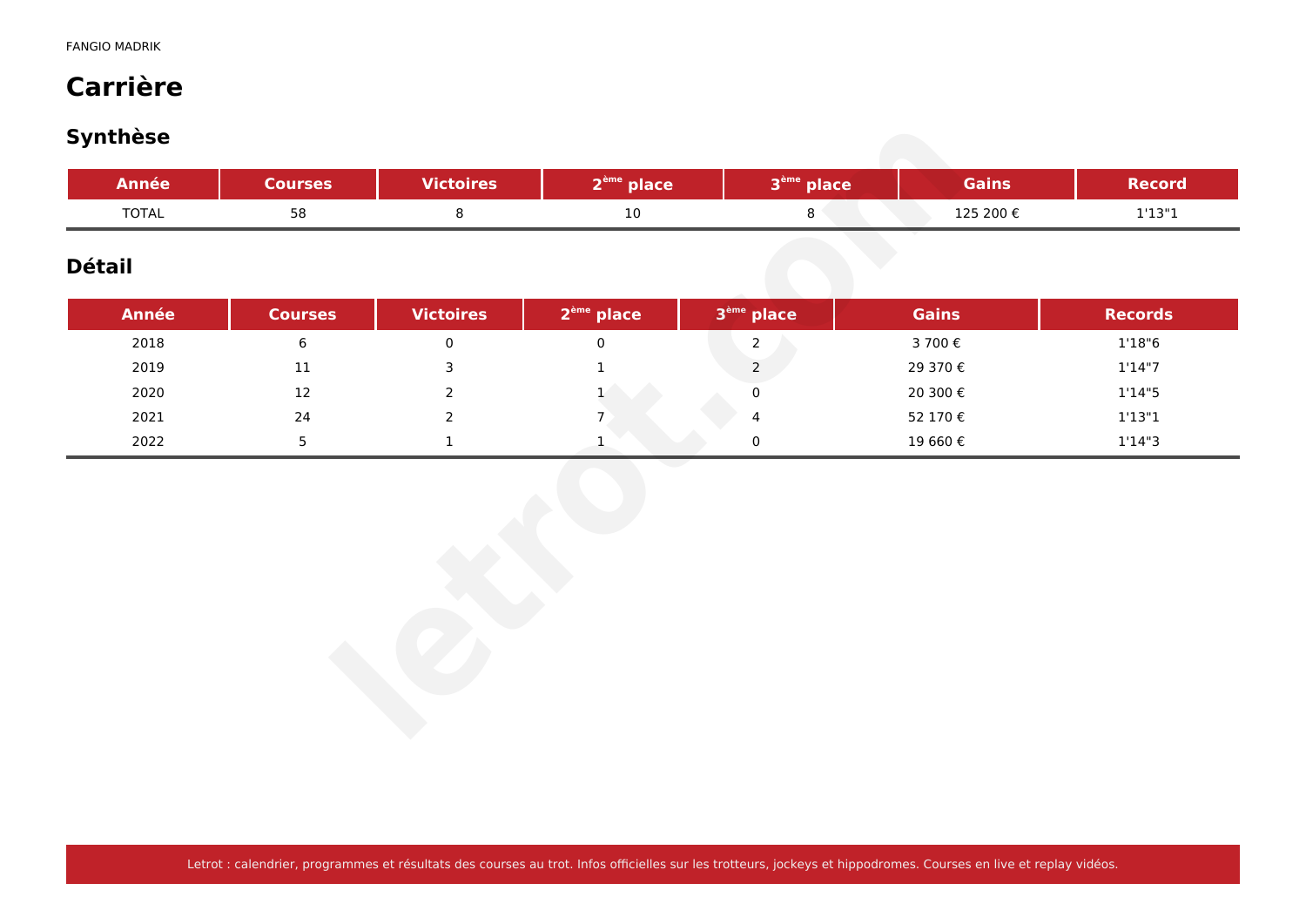FANGIO MADRIK

# Carrière

## Synthèse

| Année | Courses | Victoires | 2ème place | 3ème place | Gains | Record |
|---|---|---|---|---|---|---|
| TOTAL | 58 | 8 | 10 | 8 | 125 200 € | 1'13"1 |

## Détail

| Année | Courses | Victoires | 2ème place | 3ème place | Gains | Records |
|---|---|---|---|---|---|---|
| 2018 | 6 | 0 | 0 | 2 | 3 700 € | 1'18"6 |
| 2019 | 11 | 3 | 1 | 2 | 29 370 € | 1'14"7 |
| 2020 | 12 | 2 | 1 | 0 | 20 300 € | 1'14"5 |
| 2021 | 24 | 2 | 7 | 4 | 52 170 € | 1'13"1 |
| 2022 | 5 | 1 | 1 | 0 | 19 660 € | 1'14"3 |